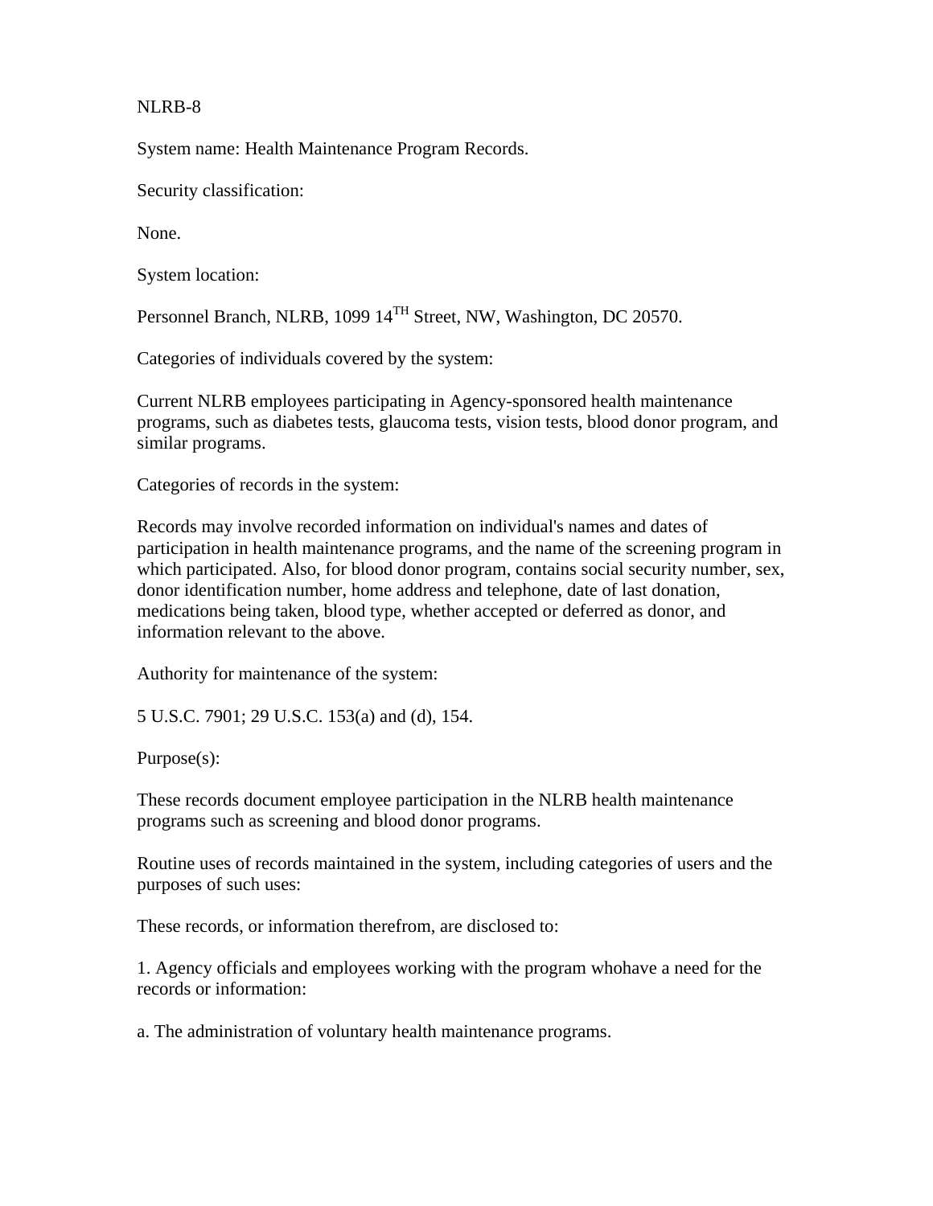NLRB-8

System name: Health Maintenance Program Records.

Security classification:

None.

System location:

Personnel Branch, NLRB, 1099 14$^{TH}$ Street, NW, Washington, DC 20570.

Categories of individuals covered by the system:

Current NLRB employees participating in Agency-sponsored health maintenance programs, such as diabetes tests, glaucoma tests, vision tests, blood donor program, and similar programs.

Categories of records in the system:

Records may involve recorded information on individual's names and dates of participation in health maintenance programs, and the name of the screening program in which participated. Also, for blood donor program, contains social security number, sex, donor identification number, home address and telephone, date of last donation, medications being taken, blood type, whether accepted or deferred as donor, and information relevant to the above.

Authority for maintenance of the system:

5 U.S.C. 7901; 29 U.S.C. 153(a) and (d), 154.

Purpose(s):

These records document employee participation in the NLRB health maintenance programs such as screening and blood donor programs.

Routine uses of records maintained in the system, including categories of users and the purposes of such uses:

These records, or information therefrom, are disclosed to:

1. Agency officials and employees working with the program whohave a need for the records or information:

a. The administration of voluntary health maintenance programs.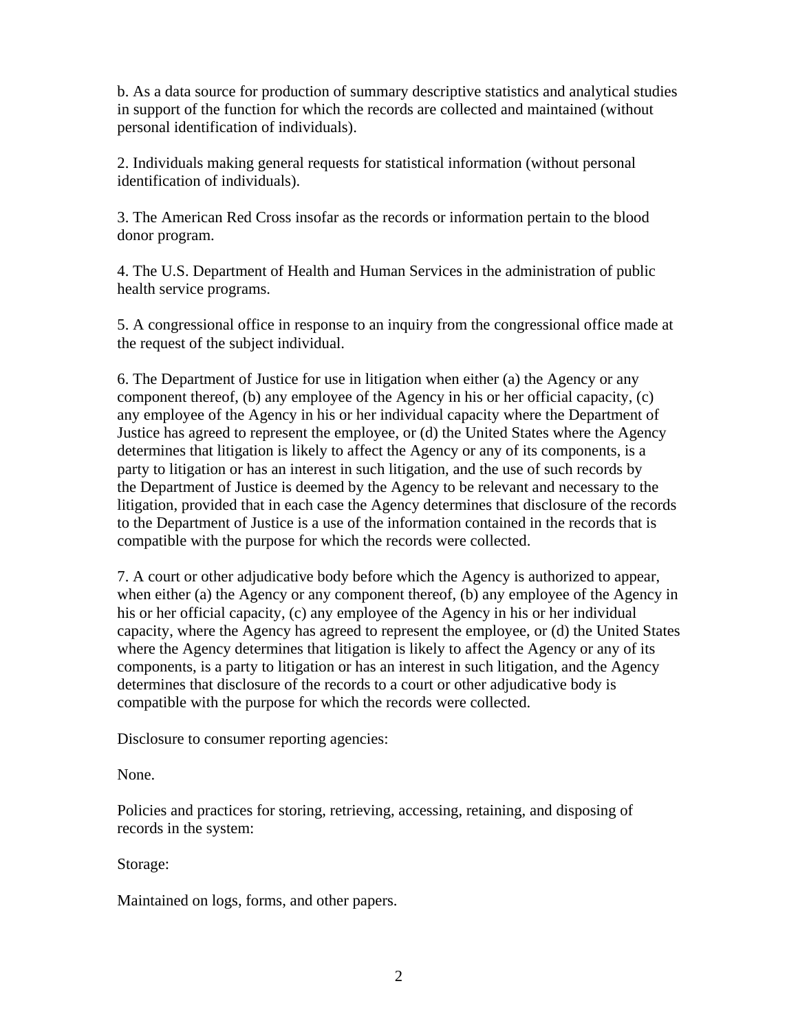b. As a data source for production of summary descriptive statistics and analytical studies in support of the function for which the records are collected and maintained (without personal identification of individuals).

2. Individuals making general requests for statistical information (without personal identification of individuals).

3. The American Red Cross insofar as the records or information pertain to the blood donor program.

4. The U.S. Department of Health and Human Services in the administration of public health service programs.

5. A congressional office in response to an inquiry from the congressional office made at the request of the subject individual.

6. The Department of Justice for use in litigation when either (a) the Agency or any component thereof, (b) any employee of the Agency in his or her official capacity, (c) any employee of the Agency in his or her individual capacity where the Department of Justice has agreed to represent the employee, or (d) the United States where the Agency determines that litigation is likely to affect the Agency or any of its components, is a party to litigation or has an interest in such litigation, and the use of such records by the Department of Justice is deemed by the Agency to be relevant and necessary to the litigation, provided that in each case the Agency determines that disclosure of the records to the Department of Justice is a use of the information contained in the records that is compatible with the purpose for which the records were collected.

7. A court or other adjudicative body before which the Agency is authorized to appear, when either (a) the Agency or any component thereof, (b) any employee of the Agency in his or her official capacity, (c) any employee of the Agency in his or her individual capacity, where the Agency has agreed to represent the employee, or (d) the United States where the Agency determines that litigation is likely to affect the Agency or any of its components, is a party to litigation or has an interest in such litigation, and the Agency determines that disclosure of the records to a court or other adjudicative body is compatible with the purpose for which the records were collected.

Disclosure to consumer reporting agencies:

None.

Policies and practices for storing, retrieving, accessing, retaining, and disposing of records in the system:

Storage:

Maintained on logs, forms, and other papers.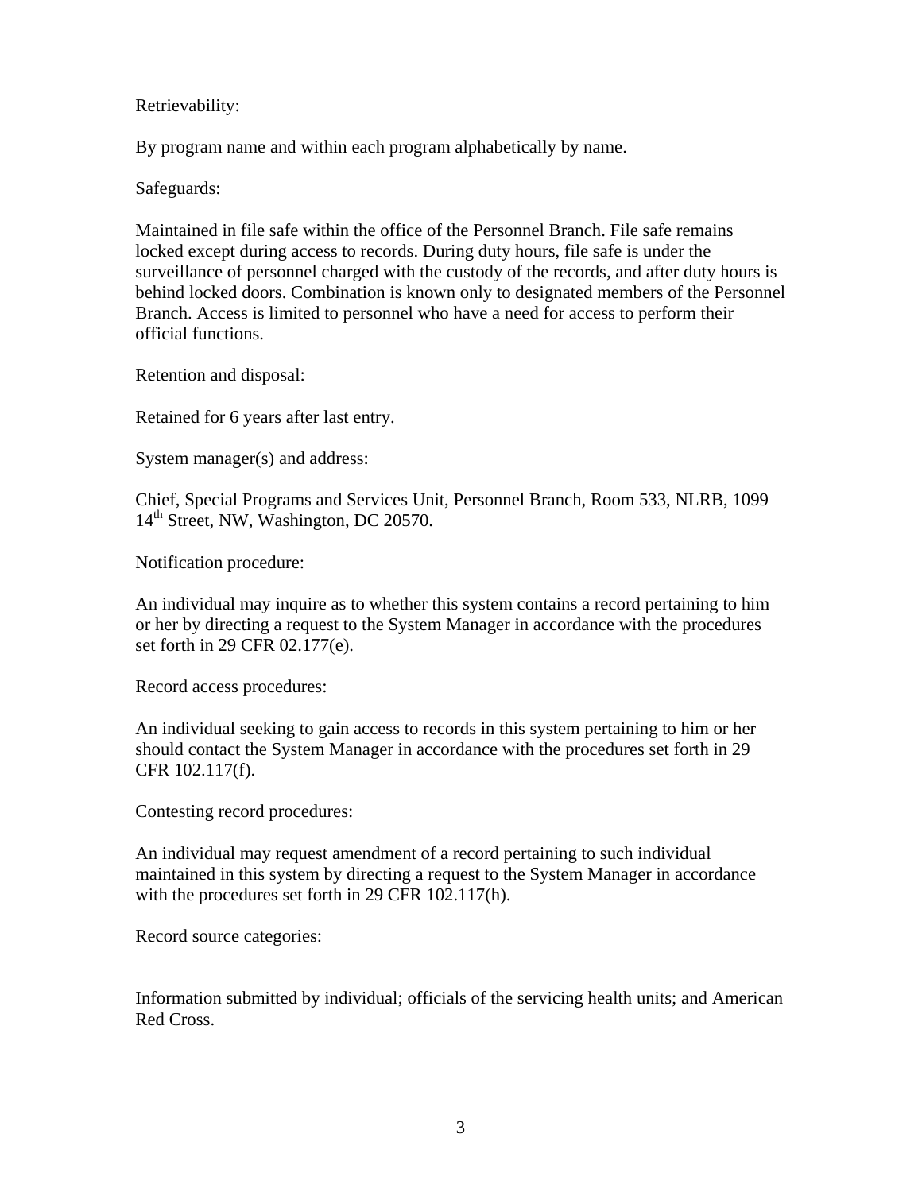Retrievability:

By program name and within each program alphabetically by name.

Safeguards:

Maintained in file safe within the office of the Personnel Branch. File safe remains locked except during access to records. During duty hours, file safe is under the surveillance of personnel charged with the custody of the records, and after duty hours is behind locked doors. Combination is known only to designated members of the Personnel Branch. Access is limited to personnel who have a need for access to perform their official functions.

Retention and disposal:

Retained for 6 years after last entry.

System manager(s) and address:

Chief, Special Programs and Services Unit, Personnel Branch, Room 533, NLRB, 1099 14th Street, NW, Washington, DC 20570.

Notification procedure:

An individual may inquire as to whether this system contains a record pertaining to him or her by directing a request to the System Manager in accordance with the procedures set forth in 29 CFR 02.177(e).

Record access procedures:

An individual seeking to gain access to records in this system pertaining to him or her should contact the System Manager in accordance with the procedures set forth in 29 CFR 102.117(f).

Contesting record procedures:

An individual may request amendment of a record pertaining to such individual maintained in this system by directing a request to the System Manager in accordance with the procedures set forth in 29 CFR 102.117(h).

Record source categories:

Information submitted by individual; officials of the servicing health units; and American Red Cross.